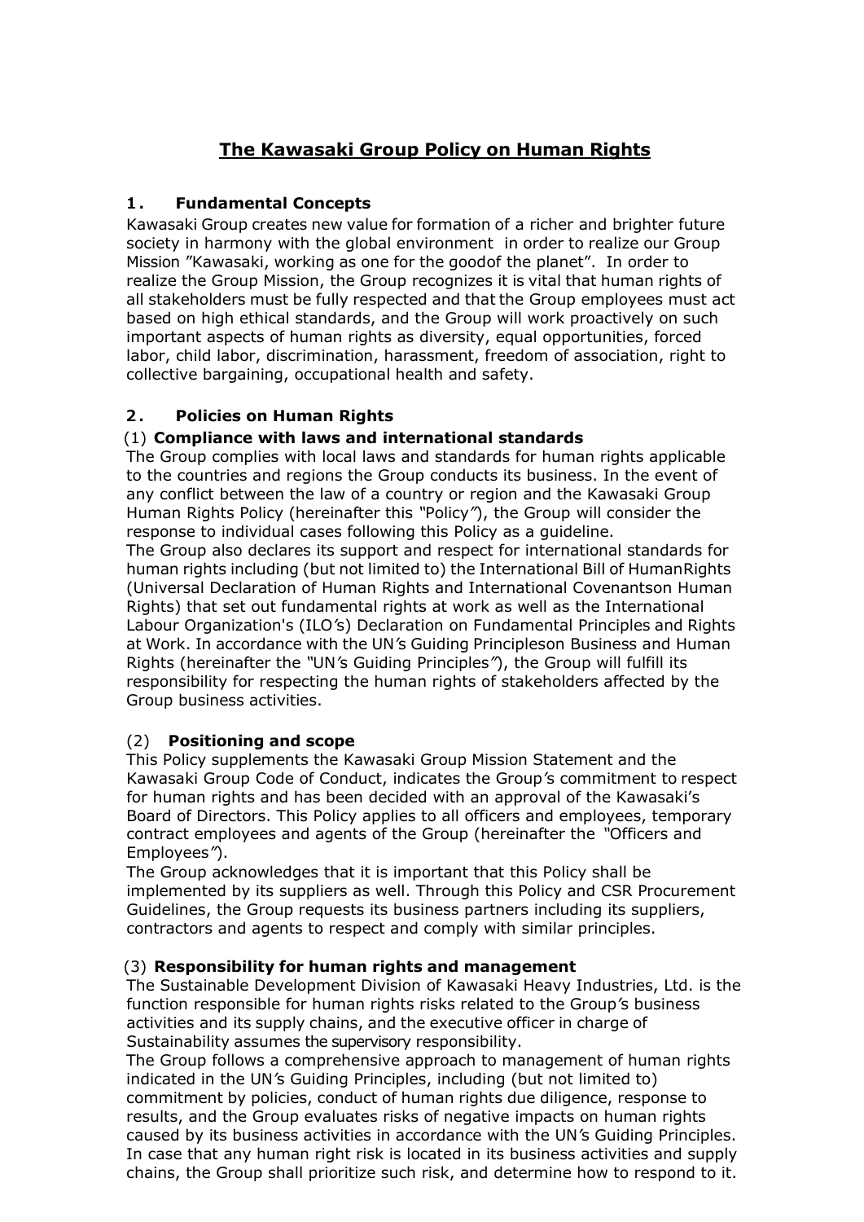# The Kawasaki Group Policy on Human Rights

## 1. Fundamental Concepts

Kawasaki Group creates new value for formation of a richer and brighter future society in harmony with the global environment in order to realize our Group Mission "Kawasaki, working as one for the goodof the planet". In order to realize the Group Mission, the Group recognizes it is vital that human rights of all stakeholders must be fully respected and that the Group employees must act based on high ethical standards, and the Group will work proactively on such important aspects of human rights as diversity, equal opportunities, forced labor, child labor, discrimination, harassment, freedom of association, right to collective bargaining, occupational health and safety.

## 2. Policies on Human Rights

### (1) Compliance with laws and international standards

The Group complies with local laws and standards for human rights applicable to the countries and regions the Group conducts its business. In the event of any conflict between the law of a country or region and the Kawasaki Group Human Rights Policy (hereinafter this "Policy"), the Group will consider the response to individual cases following this Policy as a guideline.

The Group also declares its support and respect for international standards for human rights including (but not limited to) the International Bill of HumanRights (Universal Declaration of Human Rights and International Covenantson Human Rights) that set out fundamental rights at work as well as the International Labour Organization's (ILO's) Declaration on Fundamental Principles and Rights at Work. In accordance with the UN's Guiding Principleson Business and Human Rights (hereinafter the "UN's Guiding Principles"), the Group will fulfill its responsibility for respecting the human rights of stakeholders affected by the Group business activities.

### (2) Positioning and scope

This Policy supplements the Kawasaki Group Mission Statement and the Kawasaki Group Code of Conduct, indicates the Group's commitment to respect for human rights and has been decided with an approval of the Kawasaki's Board of Directors. This Policy applies to all officers and employees, temporary contract employees and agents of the Group (hereinafter the "Officers and Employees").

The Group acknowledges that it is important that this Policy shall be implemented by its suppliers as well. Through this Policy and CSR Procurement Guidelines, the Group requests its business partners including its suppliers, contractors and agents to respect and comply with similar principles.

### (3) Responsibility for human rights and management

The Sustainable Development Division of Kawasaki Heavy Industries, Ltd. is the function responsible for human rights risks related to the Group's business activities and its supply chains, and the executive officer in charge of Sustainability assumes the supervisory responsibility.

The Group follows a comprehensive approach to management of human rights indicated in the UN's Guiding Principles, including (but not limited to) commitment by policies, conduct of human rights due diligence, response to results, and the Group evaluates risks of negative impacts on human rights caused by its business activities in accordance with the UN's Guiding Principles. In case that any human right risk is located in its business activities and supply chains, the Group shall prioritize such risk, and determine how to respond to it.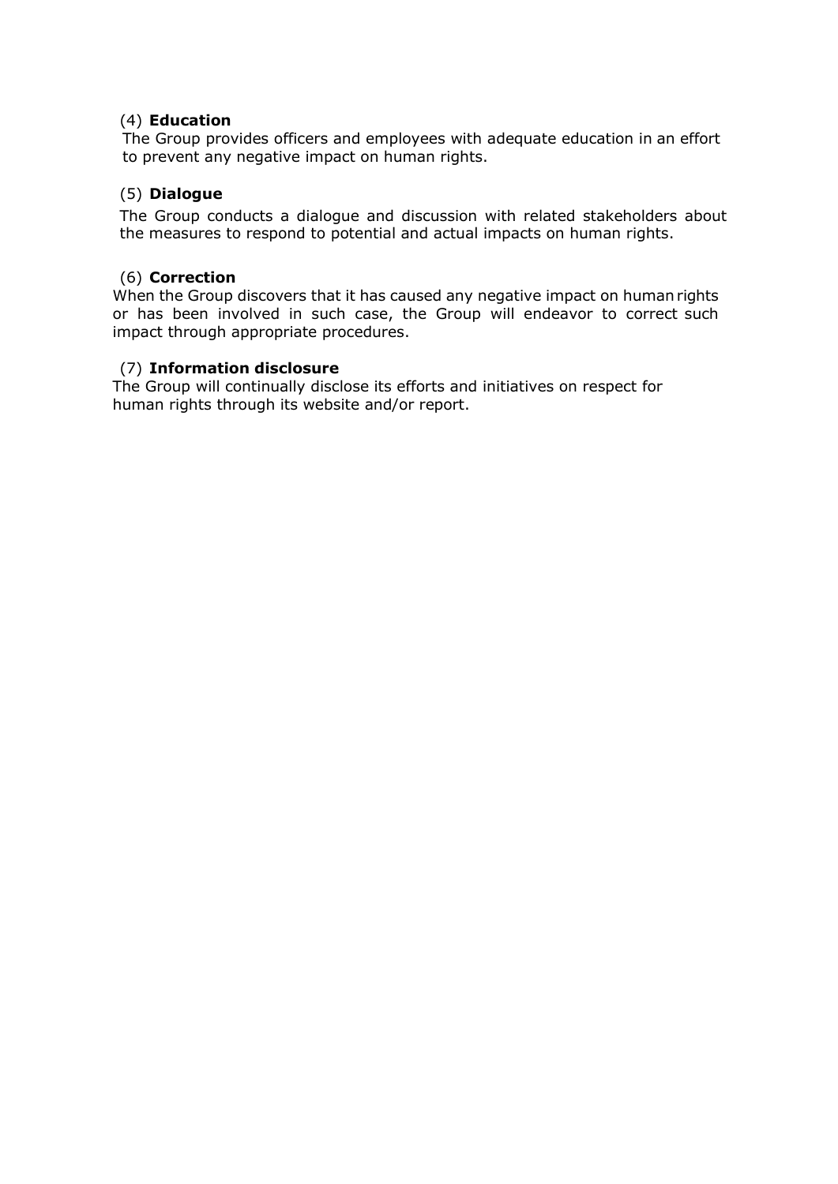(4) **Education**

The Group provides officers and employees with adequate education in an effort to prevent any negative impact on human rights.

(5) **Dialogue**

The Group conducts a dialogue and discussion with related stakeholders about the measures to respond to potential and actual impacts on human rights.

(6) **Correction**

When the Group discovers that it has caused any negative impact on human rights or has been involved in such case, the Group will endeavor to correct such impact through appropriate procedures.

(7) **Information disclosure**

The Group will continually disclose its efforts and initiatives on respect for human rights through its website and/or report.